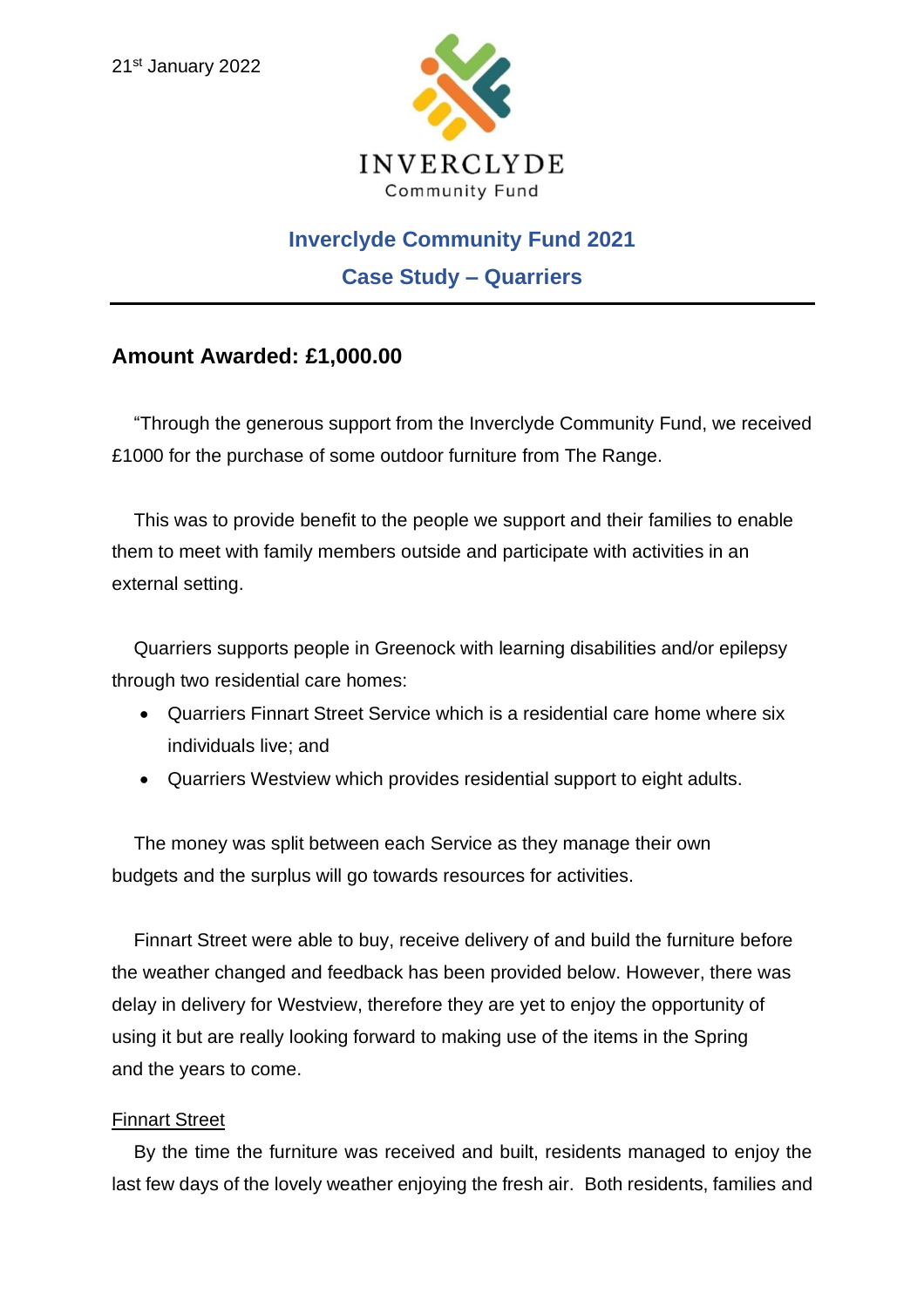21st January 2022

INVERCLYDE
Community Fund

## Inverclyde Community Fund 2021

## Case Study – Quarriers

### Amount Awarded: £1,000.00

"Through the generous support from the Inverclyde Community Fund, we received £1000 for the purchase of some outdoor furniture from The Range.

This was to provide benefit to the people we support and their families to enable them to meet with family members outside and participate with activities in an external setting.

Quarriers supports people in Greenock with learning disabilities and/or epilepsy through two residential care homes:

- Quarriers Finnart Street Service which is a residential care home where six individuals live; and
- Quarriers Westview which provides residential support to eight adults.

The money was split between each Service as they manage their own budgets and the surplus will go towards resources for activities.

Finnart Street were able to buy, receive delivery of and build the furniture before the weather changed and feedback has been provided below. However, there was delay in delivery for Westview, therefore they are yet to enjoy the opportunity of using it but are really looking forward to making use of the items in the Spring and the years to come.

Finnart Street

By the time the furniture was received and built, residents managed to enjoy the last few days of the lovely weather enjoying the fresh air. Both residents, families and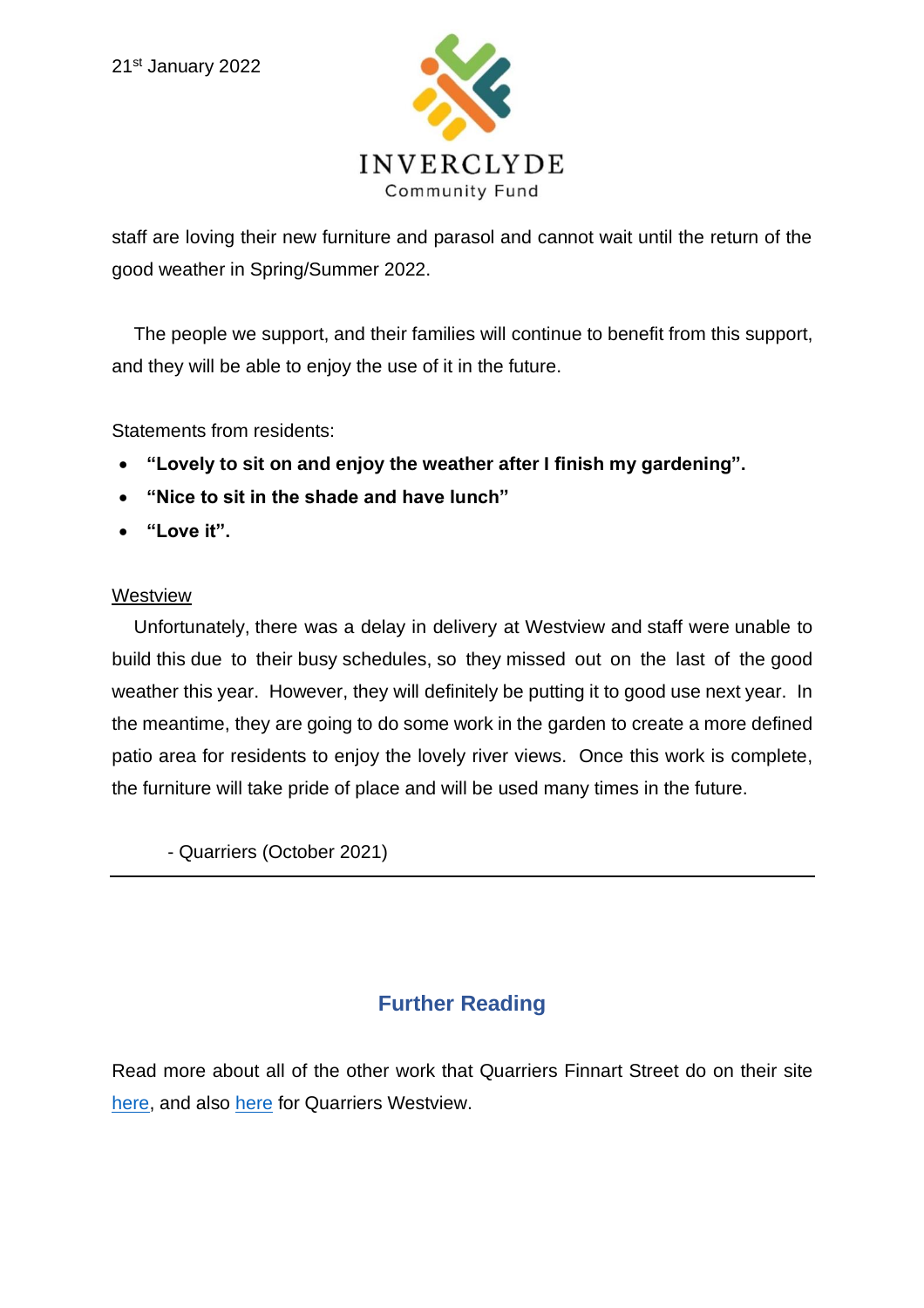21st January 2022

staff are loving their new furniture and parasol and cannot wait until the return of the good weather in Spring/Summer 2022.

The people we support, and their families will continue to benefit from this support, and they will be able to enjoy the use of it in the future.

Statements from residents:

- **"Lovely to sit on and enjoy the weather after I finish my gardening".**
- **"Nice to sit in the shade and have lunch"**
- **"Love it".**

Westview

Unfortunately, there was a delay in delivery at Westview and staff were unable to build this due to their busy schedules, so they missed out on the last of the good weather this year. However, they will definitely be putting it to good use next year. In the meantime, they are going to do some work in the garden to create a more defined patio area for residents to enjoy the lovely river views. Once this work is complete, the furniture will take pride of place and will be used many times in the future.

- Quarriers (October 2021)

---

## Further Reading

Read more about all of the other work that Quarriers Finnart Street do on their site here, and also here for Quarriers Westview.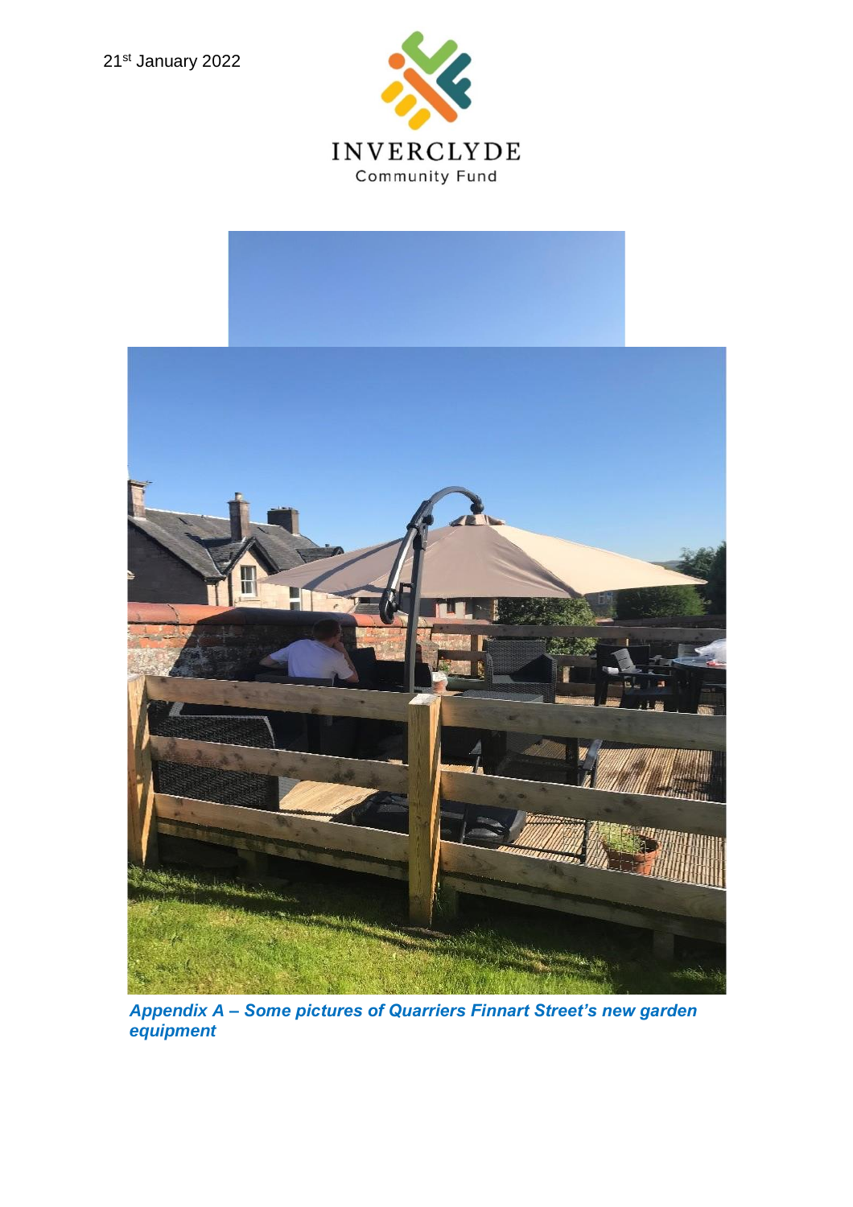21st January 2022

INVERCLYDE
Community Fund

*Appendix A – Some pictures of Quarriers Finnart Street's new garden equipment*